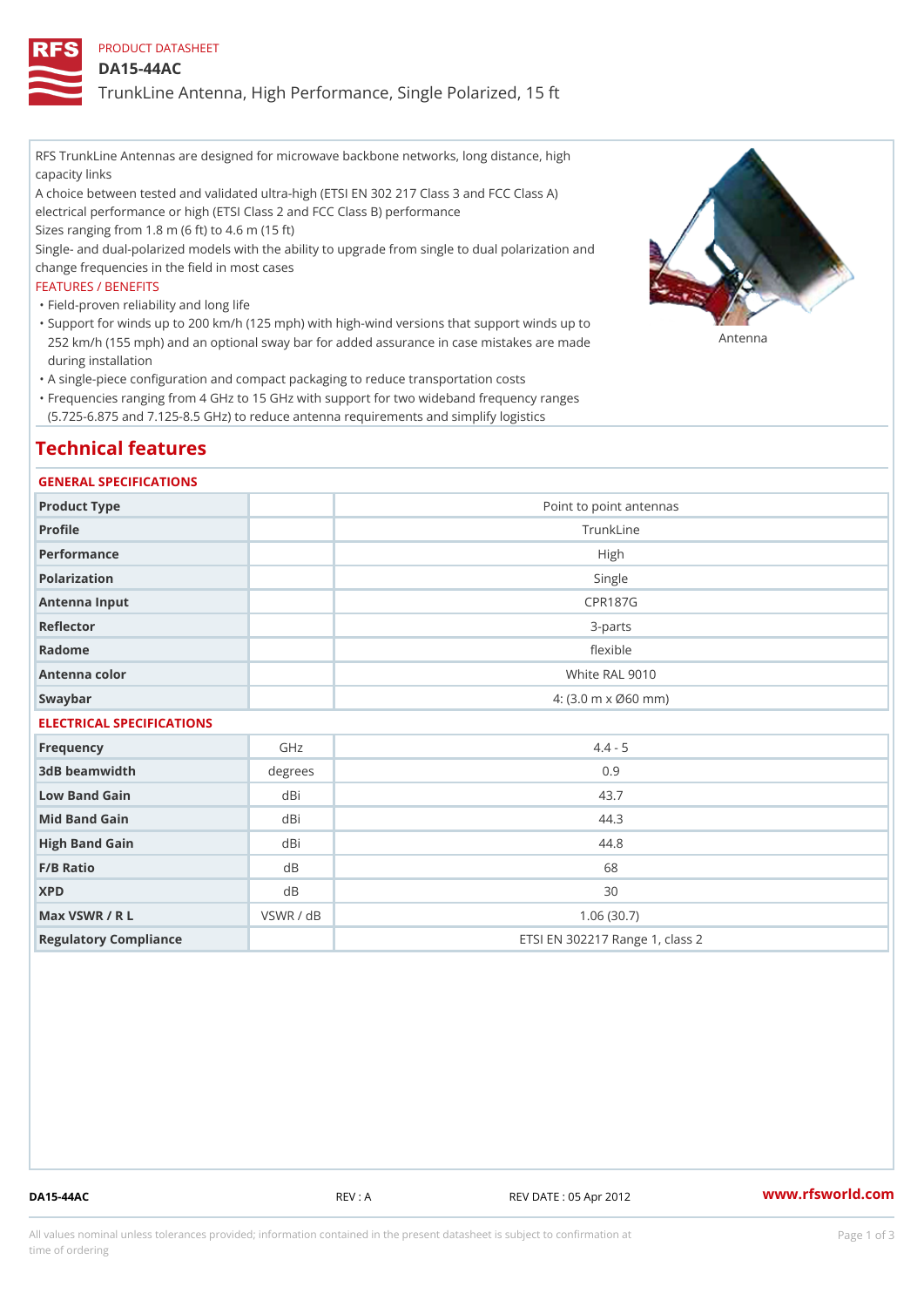PRODUCT DATASHEET

# DA15-44AC

## TrunkLine Antenna, High Performance, Single Polarized, 15 ft

RFS TrunkLine Antennas are designed for microwave backbone networks, long distance, high capacity links

A choice between tested and validated ultra-high (ETSI EN 302 217 Class 3 and FCC Class A) electrical performance or high (ETSI Class 2 and FCC Class B) performance

Sizes ranging from 1.8 m (6 ft) to 4.6 m (15 ft)

Single- and dual-polarized models with the ability to upgrade from single to dual polarization and change frequencies in the field in most cases

FEATURES / BENEFITS

- Field-proven reliability and long life
- Support for winds up to 200 km/h (125 mph) with high-wind versions that support winds up to 252 km/h (155 mph) and an optional sway bar for added assurance in case mistakes are made during installation
- A single-piece configuration and compact packaging to reduce transportation costs
- Frequencies ranging from 4 GHz to 15 GHz with support for two wideband frequency ranges (5.725-6.875 and 7.125-8.5 GHz) to reduce antenna requirements and simplify logistics

Antenna

## Technical features

### GENERAL SPECIFICATIONS

| | | |
|---|---|---|
| Product Type | | Point to point antennas |
| Profile | | TrunkLine |
| Performance | | High |
| Polarization | | Single |
| Antenna Input | | CPR187G |
| Reflector | | 3-parts |
| Radome | | flexible |
| Antenna color | | White RAL 9010 |
| Swaybar | | 4: (3.0 m x Ø60 mm) |

### ELECTRICAL SPECIFICATIONS

| | | |
|---|---|---|
| Frequency | GHz | 4.4 - 5 |
| 3dB beamwidth | degrees | 0.9 |
| Low Band Gain | dBi | 43.7 |
| Mid Band Gain | dBi | 44.3 |
| High Band Gain | dBi | 44.8 |
| F/B Ratio | dB | 68 |
| XPD | dB | 30 |
| Max VSWR / R L | VSWR / dB | 1.06 (30.7) |
| Regulatory Compliance | | ETSI EN 302217 Range 1, class 2 |

DA15-44AC REV : A REV DATE : 05 Apr 2012 www.rfsworld.com

All values nominal unless tolerances provided; information contained in the present datasheet is subject to confirmation at time of ordering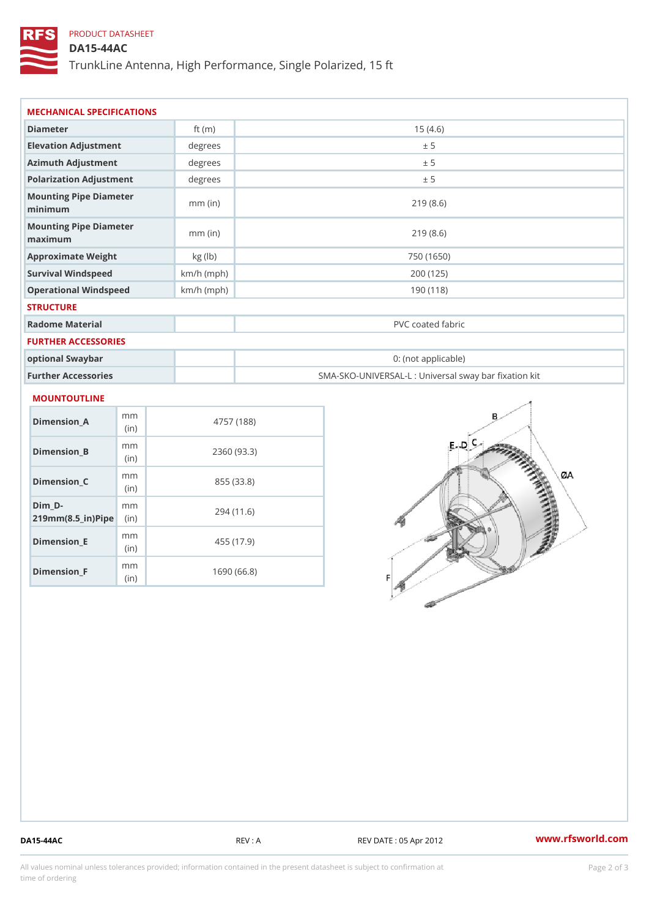PRODUCT DATASHEET

# DA15-44AC

TrunkLine Antenna, High Performance, Single Polarized, 15 ft

## MECHANICAL SPECIFICATIONS

| | | |
|---|---|---|
| Diameter | ft (m) | 15 (4.6) |
| Elevation Adjustment | degrees | ± 5 |
| Azimuth Adjustment | degrees | ± 5 |
| Polarization Adjustment | degrees | ± 5 |
| Mounting Pipe Diameter minimum | mm (in) | 219 (8.6) |
| Mounting Pipe Diameter maximum | mm (in) | 219 (8.6) |
| Approximate Weight | kg (lb) | 750 (1650) |
| Survival Windspeed | km/h (mph) | 200 (125) |
| Operational Windspeed | km/h (mph) | 190 (118) |

## STRUCTURE

| | | |
|---|---|---|
| Radome Material | | PVC coated fabric |

## FURTHER ACCESSORIES

| | | |
|---|---|---|
| optional Swaybar | | 0: (not applicable) |
| Further Accessories | | SMA-SKO-UNIVERSAL-L : Universal sway bar fixation kit |

## MOUNTOUTLINE

| | | |
|---|---|---|
| Dimension_A | mm (in) | 4757 (188) |
| Dimension_B | mm (in) | 2360 (93.3) |
| Dimension_C | mm (in) | 855 (33.8) |
| Dim_D-219mm(8.5_in)Pipe | mm (in) | 294 (11.6) |
| Dimension_E | mm (in) | 455 (17.9) |
| Dimension_F | mm (in) | 1690 (66.8) |

DA15-44AC REV : A REV DATE : 05 Apr 2012 www.rfsworld.com

All values nominal unless tolerances provided; information contained in the present datasheet is subject to confirmation at time of ordering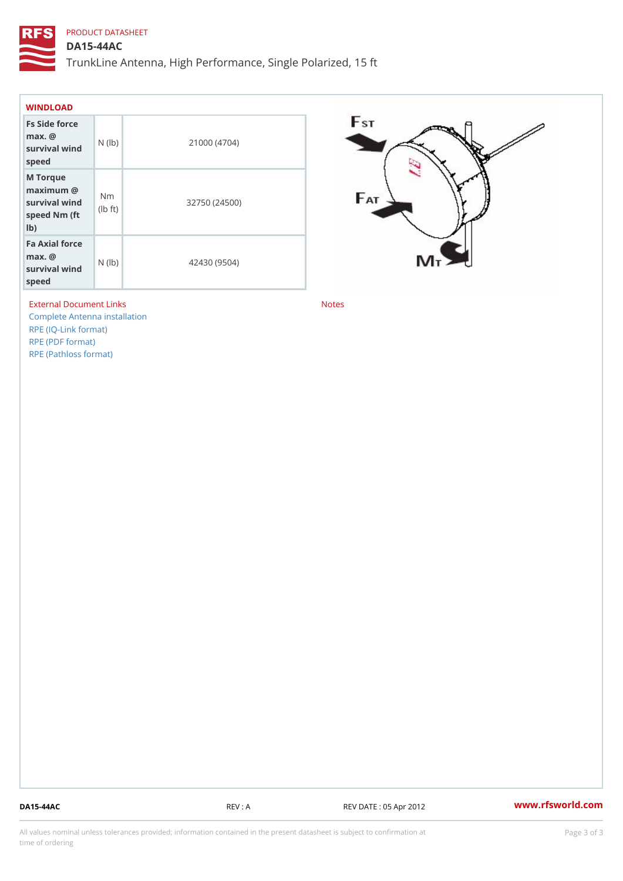PRODUCT DATASHEET

# DA15-44AC

TrunkLine Antenna, High Performance, Single Polarized, 15 ft

## WINDLOAD

| | | |
|---|---|---|
| Fs Side force max. @ survival wind speed | N (lb) | 21000 (4704) |
| M Torque maximum @ survival wind speed Nm (ft lb) | Nm (lb ft) | 32750 (24500) |
| Fa Axial force max. @ survival wind speed | N (lb) | 42430 (9504) |

FST

FAT

MT

External Document Links

Complete Antenna installation

RPE (IQ-Link format)

RPE (PDF format)

RPE (Pathloss format)

Notes

DA15-44AC REV : A REV DATE : 05 Apr 2012 www.rfsworld.com

All values nominal unless tolerances provided; information contained in the present datasheet is subject to confirmation at time of ordering